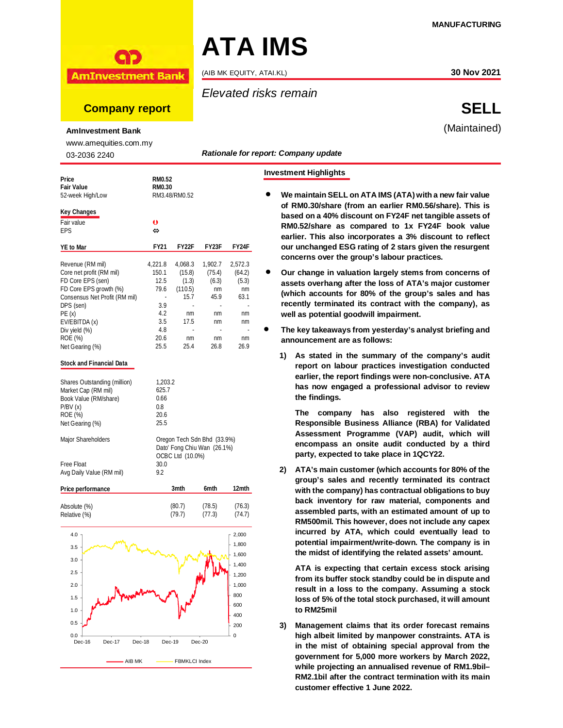MANUFACTURING

AmInvestment Bank

**Company report**

**AmInvestment Bank**

www.amequities.com.my

03-2036 2240

# ATA IMS

(AIB MK EQUITY, ATAI.KL)

**30 Nov 2021**

*Elevated risks remain*

**SELL**

(Maintained)

***Rationale for report: Company update***

| | |
|---|---|
| **Price** | **RM0.52** |
| **Fair Value** | **RM0.30** |
| 52-week High/Low | RM3.48/RM0.52 |

**Key Changes**

| | |
|---|---|
| Fair value | ⇩ |
| EPS | ⇔ |

| **YE to Mar** | **FY21** | **FY22F** | **FY23F** | **FY24F** |
|---|---|---|---|---|
| Revenue (RM mil) | 4,221.8 | 4,068.3 | 1,902.7 | 2,572.3 |
| Core net profit (RM mil) | 150.1 | (15.8) | (75.4) | (64.2) |
| FD Core EPS (sen) | 12.5 | (1.3) | (6.3) | (5.3) |
| FD Core EPS growth (%) | 79.6 | (110.5) | nm | nm |
| Consensus Net Profit (RM mil) | - | 15.7 | 45.9 | 63.1 |
| DPS (sen) | 3.9 | - | - | - |
| PE (x) | 4.2 | nm | nm | nm |
| EV/EBITDA (x) | 3.5 | 17.5 | nm | nm |
| Div yield (%) | 4.8 | - | - | - |
| ROE (%) | 20.6 | nm | nm | nm |
| Net Gearing (%) | 25.5 | 25.4 | 26.8 | 26.9 |

**Stock and Financial Data**

| | |
|---|---|
| Shares Outstanding (million) | 1,203.2 |
| Market Cap (RM mil) | 625.7 |
| Book Value (RM/share) | 0.66 |
| P/BV (x) | 0.8 |
| ROE (%) | 20.6 |
| Net Gearing (%) | 25.5 |
| Major Shareholders | Oregon Tech Sdn Bhd (33.9%) |
| | Dato' Fong Chiu Wan (26.1%) |
| | OCBC Ltd (10.0%) |
| Free Float | 30.0 |
| Avg Daily Value (RM mil) | 9.2 |

| **Price performance** | **3mth** | **6mth** | **12mth** |
|---|---|---|---|
| Absolute (%) | (80.7) | (78.5) | (76.3) |
| Relative (%) | (79.7) | (77.3) | (74.7) |

AIB MK — FBMKLCI Index

## Investment Highlights

- **We maintain SELL on ATA IMS (ATA) with a new fair value of RM0.30/share (from an earlier RM0.56/share). This is based on a 40% discount on FY24F net tangible assets of RM0.52/share as compared to 1x FY24F book value earlier. This also incorporates a 3% discount to reflect our unchanged ESG rating of 2 stars given the resurgent concerns over the group's labour practices.**

- **Our change in valuation largely stems from concerns of assets overhang after the loss of ATA's major customer (which accounts for 80% of the group's sales and has recently terminated its contract with the company), as well as potential goodwill impairment.**

- **The key takeaways from yesterday's analyst briefing and announcement are as follows:**

  1) **As stated in the summary of the company's audit report on labour practices investigation conducted earlier, the report findings were non-conclusive. ATA has now engaged a professional advisor to review the findings.**

     **The company has also registered with the Responsible Business Alliance (RBA) for Validated Assessment Programme (VAP) audit, which will encompass an onsite audit conducted by a third party, expected to take place in 1QCY22.**

  2) **ATA's main customer (which accounts for 80% of the group's sales and recently terminated its contract with the company) has contractual obligations to buy back inventory for raw material, components and assembled parts, with an estimated amount of up to RM500mil. This however, does not include any capex incurred by ATA, which could eventually lead to potential impairment/write-down. The company is in the midst of identifying the related assets' amount.**

     **ATA is expecting that certain excess stock arising from its buffer stock standby could be in dispute and result in a loss to the company. Assuming a stock loss of 5% of the total stock purchased, it will amount to RM25mil**

  3) **Management claims that its order forecast remains high albeit limited by manpower constraints. ATA is in the mist of obtaining special approval from the government for 5,000 more workers by March 2022, while projecting an annualised revenue of RM1.9bil–RM2.1bil after the contract termination with its main customer effective 1 June 2022.**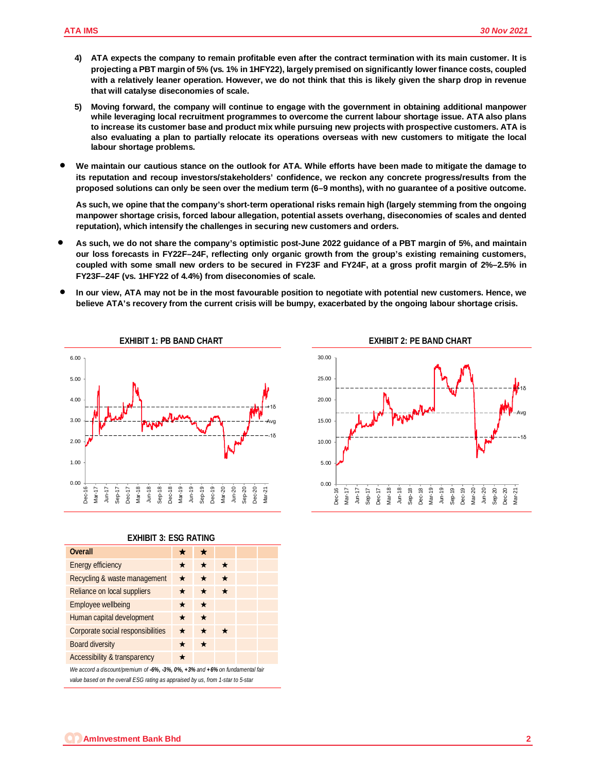4) **ATA expects the company to remain profitable even after the contract termination with its main customer. It is projecting a PBT margin of 5% (vs. 1% in 1HFY22), largely premised on significantly lower finance costs, coupled with a relatively leaner operation. However, we do not think that this is likely given the sharp drop in revenue that will catalyse diseconomies of scale.**

5) **Moving forward, the company will continue to engage with the government in obtaining additional manpower while leveraging local recruitment programmes to overcome the current labour shortage issue. ATA also plans to increase its customer base and product mix while pursuing new projects with prospective customers. ATA is also evaluating a plan to partially relocate its operations overseas with new customers to mitigate the local labour shortage problems.**

- **We maintain our cautious stance on the outlook for ATA. While efforts have been made to mitigate the damage to its reputation and recoup investors/stakeholders' confidence, we reckon any concrete progress/results from the proposed solutions can only be seen over the medium term (6–9 months), with no guarantee of a positive outcome.**

  **As such, we opine that the company's short-term operational risks remain high (largely stemming from the ongoing manpower shortage crisis, forced labour allegation, potential assets overhang, diseconomies of scales and dented reputation), which intensify the challenges in securing new customers and orders.**

- **As such, we do not share the company's optimistic post-June 2022 guidance of a PBT margin of 5%, and maintain our loss forecasts in FY22F–24F, reflecting only organic growth from the group's existing remaining customers, coupled with some small new orders to be secured in FY23F and FY24F, at a gross profit margin of 2%–2.5% in FY23F–24F (vs. 1HFY22 of 4.4%) from diseconomies of scale.**

- **In our view, ATA may not be in the most favourable position to negotiate with potential new customers. Hence, we believe ATA's recovery from the current crisis will be bumpy, exacerbated by the ongoing labour shortage crisis.**

**EXHIBIT 1: PB BAND CHART**

**EXHIBIT 2: PE BAND CHART**

**EXHIBIT 3: ESG RATING**

| | | | | | |
|---|---|---|---|---|---|
| **Overall** | ★ | ★ | | | |
| Energy efficiency | ★ | ★ | ★ | | |
| Recycling & waste management | ★ | ★ | ★ | | |
| Reliance on local suppliers | ★ | ★ | ★ | | |
| Employee wellbeing | ★ | ★ | | | |
| Human capital development | ★ | ★ | | | |
| Corporate social responsibilities | ★ | ★ | ★ | | |
| Board diversity | ★ | ★ | | | |
| Accessibility & transparency | ★ | | | | |

*We accord a discount/premium of **-6%, -3%, 0%, +3%** and **+6%** on fundamental fair value based on the overall ESG rating as appraised by us, from 1-star to 5-star*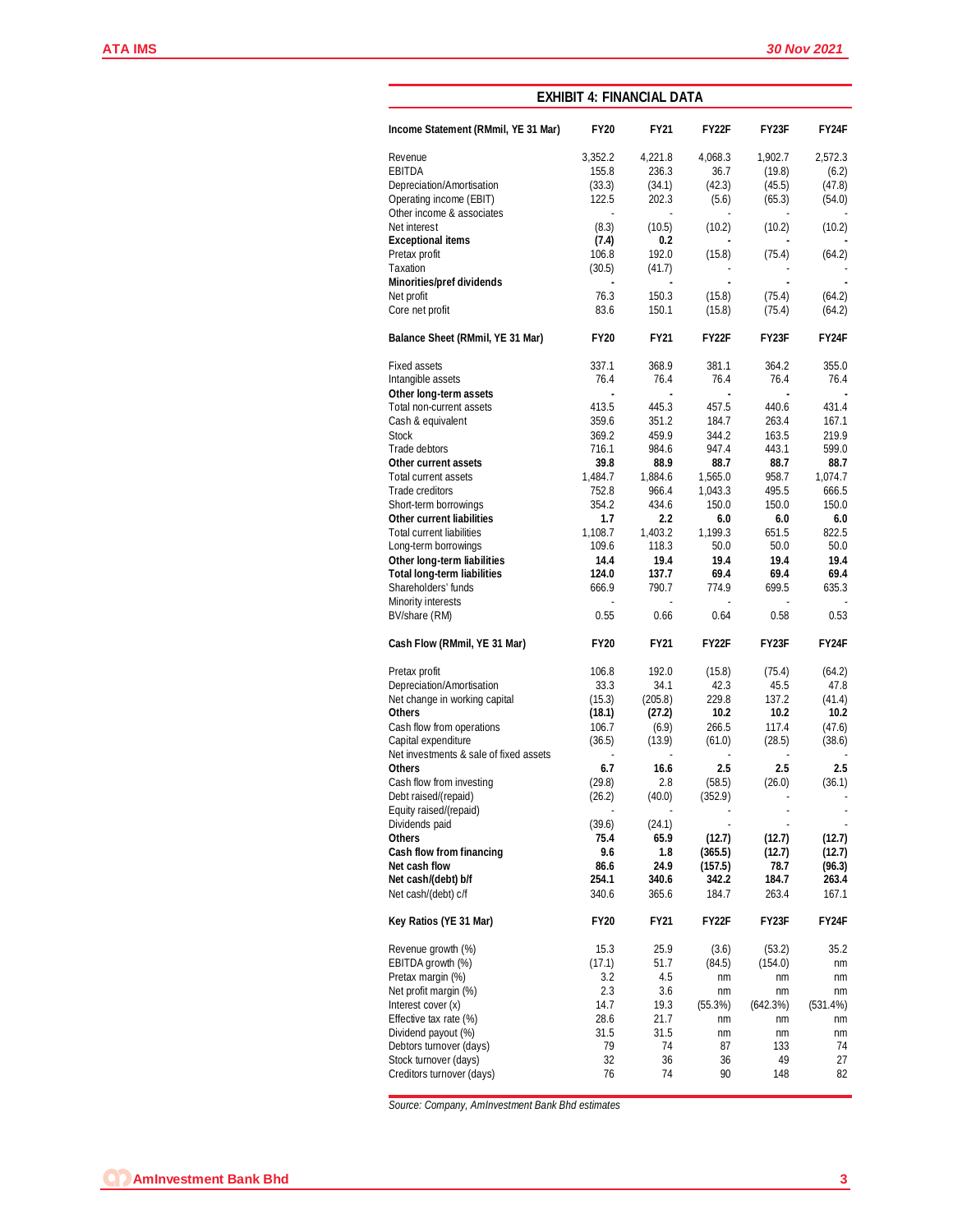## EXHIBIT 4: FINANCIAL DATA

| Income Statement (RMmil, YE 31 Mar) | FY20 | FY21 | FY22F | FY23F | FY24F |
|---|---|---|---|---|---|
| Revenue | 3,352.2 | 4,221.8 | 4,068.3 | 1,902.7 | 2,572.3 |
| EBITDA | 155.8 | 236.3 | 36.7 | (19.8) | (6.2) |
| Depreciation/Amortisation | (33.3) | (34.1) | (42.3) | (45.5) | (47.8) |
| Operating income (EBIT) | 122.5 | 202.3 | (5.6) | (65.3) | (54.0) |
| Other income & associates | - | - | - | - | - |
| Net interest | (8.3) | (10.5) | (10.2) | (10.2) | (10.2) |
| **Exceptional items** | **(7.4)** | **0.2** | **-** | **-** | **-** |
| Pretax profit | 106.8 | 192.0 | (15.8) | (75.4) | (64.2) |
| Taxation | (30.5) | (41.7) | - | - | - |
| **Minorities/pref dividends** | **-** | **-** | **-** | **-** | **-** |
| Net profit | 76.3 | 150.3 | (15.8) | (75.4) | (64.2) |
| Core net profit | 83.6 | 150.1 | (15.8) | (75.4) | (64.2) |

| Balance Sheet (RMmil, YE 31 Mar) | FY20 | FY21 | FY22F | FY23F | FY24F |
|---|---|---|---|---|---|
| Fixed assets | 337.1 | 368.9 | 381.1 | 364.2 | 355.0 |
| Intangible assets | 76.4 | 76.4 | 76.4 | 76.4 | 76.4 |
| **Other long-term assets** | **-** | **-** | **-** | **-** | **-** |
| Total non-current assets | 413.5 | 445.3 | 457.5 | 440.6 | 431.4 |
| Cash & equivalent | 359.6 | 351.2 | 184.7 | 263.4 | 167.1 |
| Stock | 369.2 | 459.9 | 344.2 | 163.5 | 219.9 |
| Trade debtors | 716.1 | 984.6 | 947.4 | 443.1 | 599.0 |
| **Other current assets** | **39.8** | **88.9** | **88.7** | **88.7** | **88.7** |
| Total current assets | 1,484.7 | 1,884.6 | 1,565.0 | 958.7 | 1,074.7 |
| Trade creditors | 752.8 | 966.4 | 1,043.3 | 495.5 | 666.5 |
| Short-term borrowings | 354.2 | 434.6 | 150.0 | 150.0 | 150.0 |
| **Other current liabilities** | **1.7** | **2.2** | **6.0** | **6.0** | **6.0** |
| Total current liabilities | 1,108.7 | 1,403.2 | 1,199.3 | 651.5 | 822.5 |
| Long-term borrowings | 109.6 | 118.3 | 50.0 | 50.0 | 50.0 |
| **Other long-term liabilities** | **14.4** | **19.4** | **19.4** | **19.4** | **19.4** |
| **Total long-term liabilities** | **124.0** | **137.7** | **69.4** | **69.4** | **69.4** |
| Shareholders' funds | 666.9 | 790.7 | 774.9 | 699.5 | 635.3 |
| Minority interests | - | - | - | - | - |
| BV/share (RM) | 0.55 | 0.66 | 0.64 | 0.58 | 0.53 |

| Cash Flow (RMmil, YE 31 Mar) | FY20 | FY21 | FY22F | FY23F | FY24F |
|---|---|---|---|---|---|
| Pretax profit | 106.8 | 192.0 | (15.8) | (75.4) | (64.2) |
| Depreciation/Amortisation | 33.3 | 34.1 | 42.3 | 45.5 | 47.8 |
| Net change in working capital | (15.3) | (205.8) | 229.8 | 137.2 | (41.4) |
| **Others** | **(18.1)** | **(27.2)** | **10.2** | **10.2** | **10.2** |
| Cash flow from operations | 106.7 | (6.9) | 266.5 | 117.4 | (47.6) |
| Capital expenditure | (36.5) | (13.9) | (61.0) | (28.5) | (38.6) |
| Net investments & sale of fixed assets | - | - | - | - | - |
| **Others** | **6.7** | **16.6** | **2.5** | **2.5** | **2.5** |
| Cash flow from investing | (29.8) | 2.8 | (58.5) | (26.0) | (36.1) |
| Debt raised/(repaid) | (26.2) | (40.0) | (352.9) | - | - |
| Equity raised/(repaid) | - | - | - | - | - |
| Dividends paid | (39.6) | (24.1) | - | - | - |
| **Others** | **75.4** | **65.9** | **(12.7)** | **(12.7)** | **(12.7)** |
| **Cash flow from financing** | **9.6** | **1.8** | **(365.5)** | **(12.7)** | **(12.7)** |
| **Net cash flow** | **86.6** | **24.9** | **(157.5)** | **78.7** | **(96.3)** |
| **Net cash/(debt) b/f** | **254.1** | **340.6** | **342.2** | **184.7** | **263.4** |
| Net cash/(debt) c/f | 340.6 | 365.6 | 184.7 | 263.4 | 167.1 |

| Key Ratios (YE 31 Mar) | FY20 | FY21 | FY22F | FY23F | FY24F |
|---|---|---|---|---|---|
| Revenue growth (%) | 15.3 | 25.9 | (3.6) | (53.2) | 35.2 |
| EBITDA growth (%) | (17.1) | 51.7 | (84.5) | (154.0) | nm |
| Pretax margin (%) | 3.2 | 4.5 | nm | nm | nm |
| Net profit margin (%) | 2.3 | 3.6 | nm | nm | nm |
| Interest cover (x) | 14.7 | 19.3 | (55.3%) | (642.3%) | (531.4%) |
| Effective tax rate (%) | 28.6 | 21.7 | nm | nm | nm |
| Dividend payout (%) | 31.5 | 31.5 | nm | nm | nm |
| Debtors turnover (days) | 79 | 74 | 87 | 133 | 74 |
| Stock turnover (days) | 32 | 36 | 36 | 49 | 27 |
| Creditors turnover (days) | 76 | 74 | 90 | 148 | 82 |

*Source: Company, AmInvestment Bank Bhd estimates*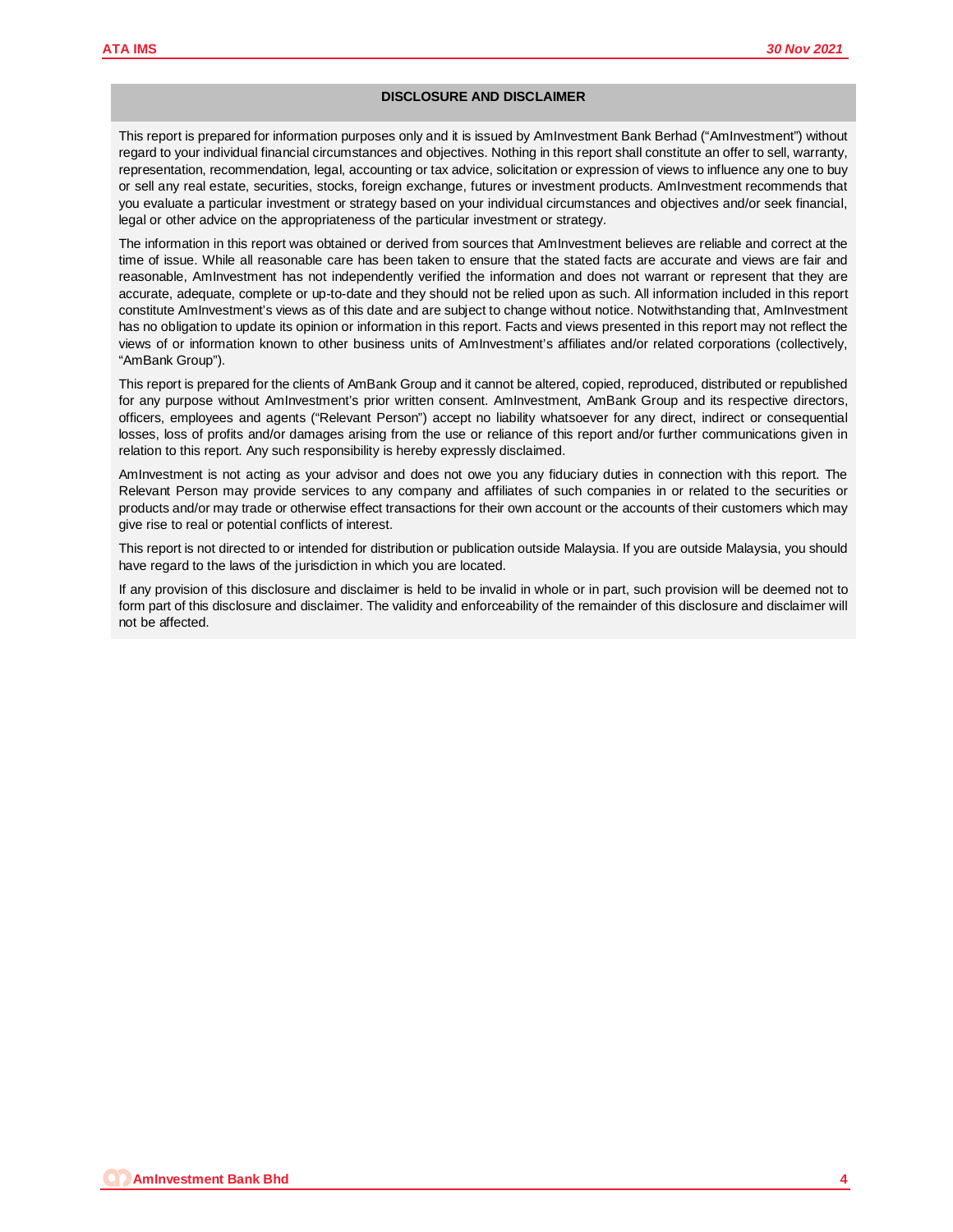## DISCLOSURE AND DISCLAIMER

This report is prepared for information purposes only and it is issued by AmInvestment Bank Berhad ("AmInvestment") without regard to your individual financial circumstances and objectives. Nothing in this report shall constitute an offer to sell, warranty, representation, recommendation, legal, accounting or tax advice, solicitation or expression of views to influence any one to buy or sell any real estate, securities, stocks, foreign exchange, futures or investment products. AmInvestment recommends that you evaluate a particular investment or strategy based on your individual circumstances and objectives and/or seek financial, legal or other advice on the appropriateness of the particular investment or strategy.

The information in this report was obtained or derived from sources that AmInvestment believes are reliable and correct at the time of issue. While all reasonable care has been taken to ensure that the stated facts are accurate and views are fair and reasonable, AmInvestment has not independently verified the information and does not warrant or represent that they are accurate, adequate, complete or up-to-date and they should not be relied upon as such. All information included in this report constitute AmInvestment's views as of this date and are subject to change without notice. Notwithstanding that, AmInvestment has no obligation to update its opinion or information in this report. Facts and views presented in this report may not reflect the views of or information known to other business units of AmInvestment's affiliates and/or related corporations (collectively, "AmBank Group").

This report is prepared for the clients of AmBank Group and it cannot be altered, copied, reproduced, distributed or republished for any purpose without AmInvestment's prior written consent. AmInvestment, AmBank Group and its respective directors, officers, employees and agents ("Relevant Person") accept no liability whatsoever for any direct, indirect or consequential losses, loss of profits and/or damages arising from the use or reliance of this report and/or further communications given in relation to this report. Any such responsibility is hereby expressly disclaimed.

AmInvestment is not acting as your advisor and does not owe you any fiduciary duties in connection with this report. The Relevant Person may provide services to any company and affiliates of such companies in or related to the securities or products and/or may trade or otherwise effect transactions for their own account or the accounts of their customers which may give rise to real or potential conflicts of interest.

This report is not directed to or intended for distribution or publication outside Malaysia. If you are outside Malaysia, you should have regard to the laws of the jurisdiction in which you are located.

If any provision of this disclosure and disclaimer is held to be invalid in whole or in part, such provision will be deemed not to form part of this disclosure and disclaimer. The validity and enforceability of the remainder of this disclosure and disclaimer will not be affected.